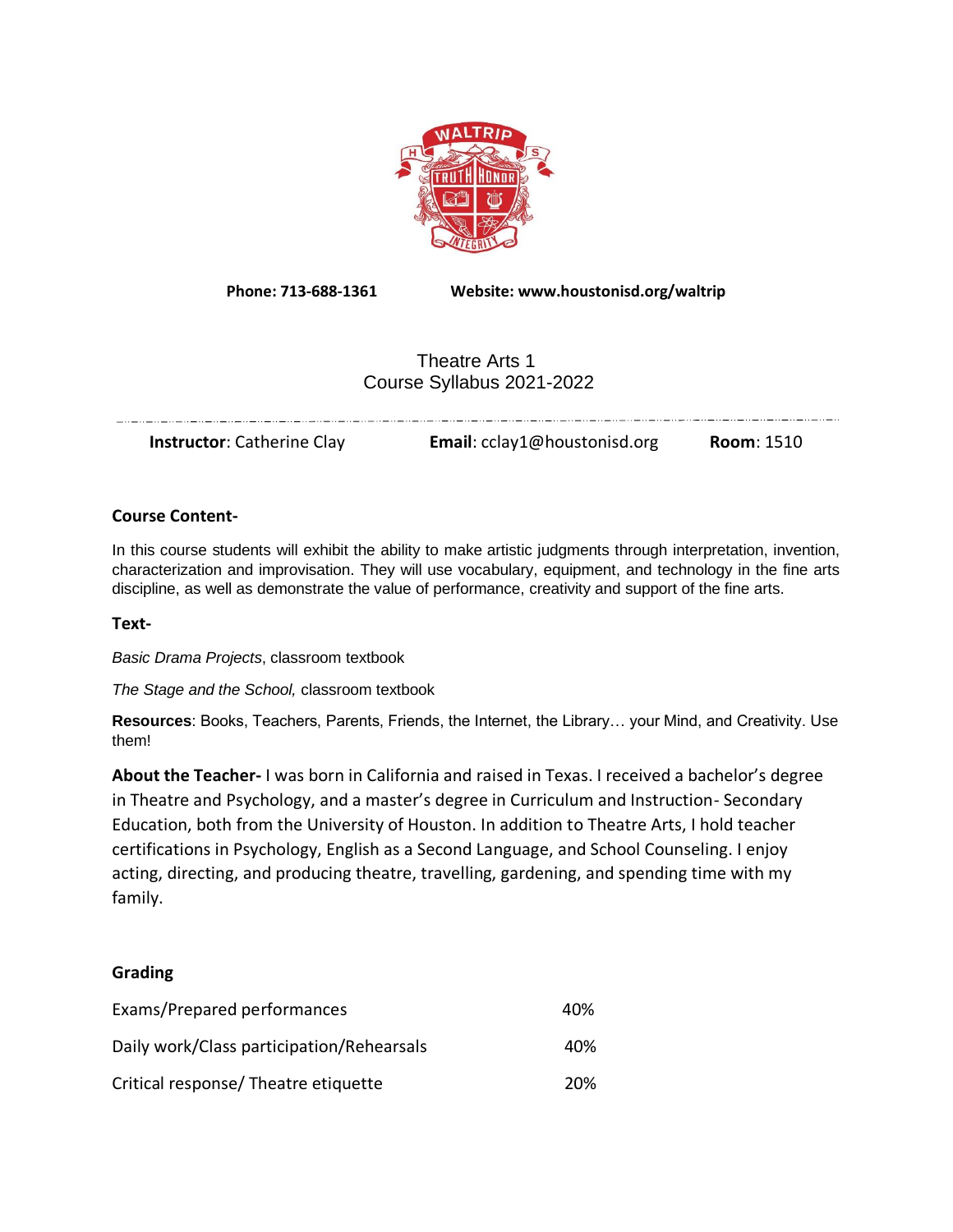**Phone: 713-688-1361** **Website: www.houstonisd.org/waltrip**

# Theatre Arts 1
## Course Syllabus 2021-2022

**Instructor**: Catherine Clay **Email**: cclay1@houstonisd.org **Room**: 1510

### Course Content-

In this course students will exhibit the ability to make artistic judgments through interpretation, invention, characterization and improvisation. They will use vocabulary, equipment, and technology in the fine arts discipline, as well as demonstrate the value of performance, creativity and support of the fine arts.

### Text-

*Basic Drama Projects*, classroom textbook

*The Stage and the School,* classroom textbook

**Resources**: Books, Teachers, Parents, Friends, the Internet, the Library… your Mind, and Creativity. Use them!

**About the Teacher-** I was born in California and raised in Texas. I received a bachelor's degree in Theatre and Psychology, and a master's degree in Curriculum and Instruction- Secondary Education, both from the University of Houston. In addition to Theatre Arts, I hold teacher certifications in Psychology, English as a Second Language, and School Counseling. I enjoy acting, directing, and producing theatre, travelling, gardening, and spending time with my family.

### Grading

| | |
|---|---|
| Exams/Prepared performances | 40% |
| Daily work/Class participation/Rehearsals | 40% |
| Critical response/ Theatre etiquette | 20% |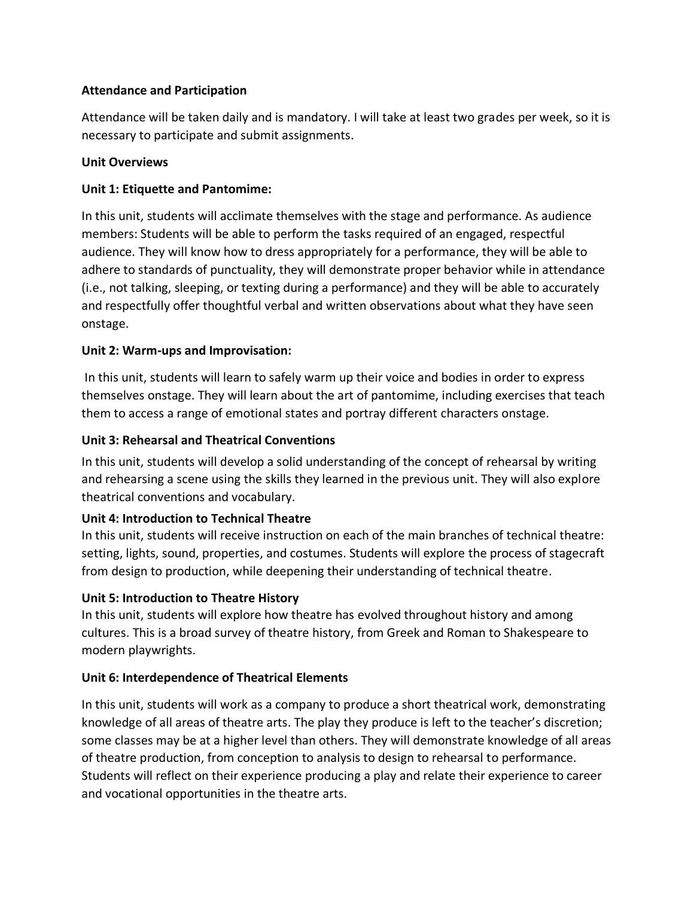**Attendance and Participation**

Attendance will be taken daily and is mandatory. I will take at least two grades per week, so it is necessary to participate and submit assignments.

**Unit Overviews**

**Unit 1: Etiquette and Pantomime:**

In this unit, students will acclimate themselves with the stage and performance. As audience members: Students will be able to perform the tasks required of an engaged, respectful audience. They will know how to dress appropriately for a performance, they will be able to adhere to standards of punctuality, they will demonstrate proper behavior while in attendance (i.e., not talking, sleeping, or texting during a performance) and they will be able to accurately and respectfully offer thoughtful verbal and written observations about what they have seen onstage.

**Unit 2: Warm-ups and Improvisation:**

In this unit, students will learn to safely warm up their voice and bodies in order to express themselves onstage. They will learn about the art of pantomime, including exercises that teach them to access a range of emotional states and portray different characters onstage.

**Unit 3: Rehearsal and Theatrical Conventions**

In this unit, students will develop a solid understanding of the concept of rehearsal by writing and rehearsing a scene using the skills they learned in the previous unit. They will also explore theatrical conventions and vocabulary.

**Unit 4: Introduction to Technical Theatre**

In this unit, students will receive instruction on each of the main branches of technical theatre: setting, lights, sound, properties, and costumes. Students will explore the process of stagecraft from design to production, while deepening their understanding of technical theatre.

**Unit 5: Introduction to Theatre History**

In this unit, students will explore how theatre has evolved throughout history and among cultures. This is a broad survey of theatre history, from Greek and Roman to Shakespeare to modern playwrights.

**Unit 6: Interdependence of Theatrical Elements**

In this unit, students will work as a company to produce a short theatrical work, demonstrating knowledge of all areas of theatre arts. The play they produce is left to the teacher's discretion; some classes may be at a higher level than others. They will demonstrate knowledge of all areas of theatre production, from conception to analysis to design to rehearsal to performance. Students will reflect on their experience producing a play and relate their experience to career and vocational opportunities in the theatre arts.